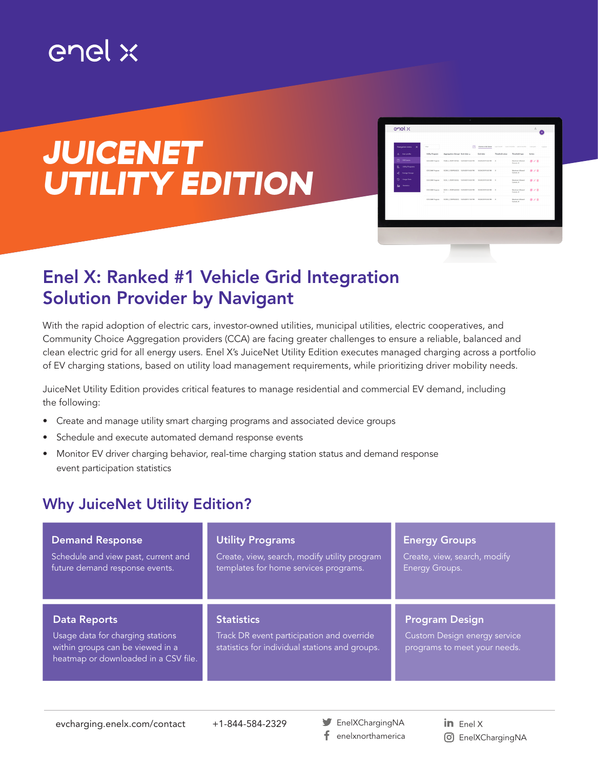enel x

# JUICENET UTILITY EDITION

## Enel X: Ranked #1 Vehicle Grid Integration Solution Provider by Navigant

With the rapid adoption of electric cars, investor-owned utilities, municipal utilities, electric cooperatives, and Community Choice Aggregation providers (CCA) are facing greater challenges to ensure a reliable, balanced and clean electric grid for all energy users. Enel X's JuiceNet Utility Edition executes managed charging across a portfolio of EV charging stations, based on utility load management requirements, while prioritizing driver mobility needs.

JuiceNet Utility Edition provides critical features to manage residential and commercial EV demand, including the following:

- Create and manage utility smart charging programs and associated device groups
- Schedule and execute automated demand response events
- Monitor EV driver charging behavior, real-time charging station status and demand response event participation statistics

## Why JuiceNet Utility Edition?

### Demand Response

Schedule and view past, current and future demand response events.

### Utility Programs

Create, view, search, modify utility program templates for home services programs.

### Energy Groups

Create, view, search, modify Energy Groups.

### Data Reports

Usage data for charging stations within groups can be viewed in a heatmap or downloaded in a CSV file.

### Statistics

Track DR event participation and override statistics for individual stations and groups.

### Program Design

Custom Design energy service programs to meet your needs.

evcharging.enelx.com/contact

+1-844-584-2329

EnelXChargingNA

enelxnorthamerica

Enel X

EnelXChargingNA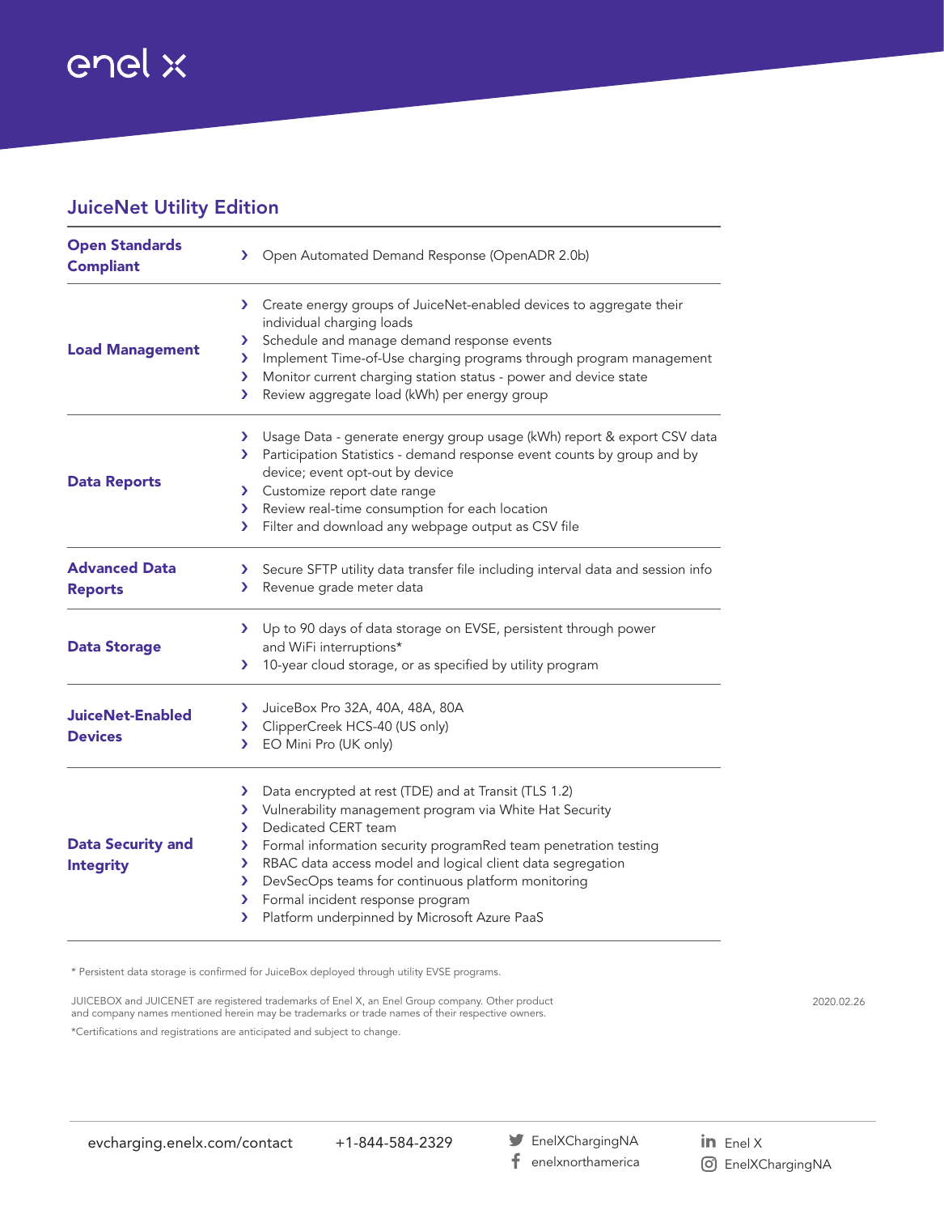enel x

## JuiceNet Utility Edition

| | |
|---|---|
| **Open Standards Compliant** | › Open Automated Demand Response (OpenADR 2.0b) |
| **Load Management** | › Create energy groups of JuiceNet-enabled devices to aggregate their individual charging loads<br>› Schedule and manage demand response events<br>› Implement Time-of-Use charging programs through program management<br>› Monitor current charging station status - power and device state<br>› Review aggregate load (kWh) per energy group |
| **Data Reports** | › Usage Data - generate energy group usage (kWh) report & export CSV data<br>› Participation Statistics - demand response event counts by group and by device; event opt-out by device<br>› Customize report date range<br>› Review real-time consumption for each location<br>› Filter and download any webpage output as CSV file |
| **Advanced Data Reports** | › Secure SFTP utility data transfer file including interval data and session info<br>› Revenue grade meter data |
| **Data Storage** | › Up to 90 days of data storage on EVSE, persistent through power and WiFi interruptions*<br>› 10-year cloud storage, or as specified by utility program |
| **JuiceNet-Enabled Devices** | › JuiceBox Pro 32A, 40A, 48A, 80A<br>› ClipperCreek HCS-40 (US only)<br>› EO Mini Pro (UK only) |
| **Data Security and Integrity** | › Data encrypted at rest (TDE) and at Transit (TLS 1.2)<br>› Vulnerability management program via White Hat Security<br>› Dedicated CERT team<br>› Formal information security programRed team penetration testing<br>› RBAC data access model and logical client data segregation<br>› DevSecOps teams for continuous platform monitoring<br>› Formal incident response program<br>› Platform underpinned by Microsoft Azure PaaS |

* Persistent data storage is confirmed for JuiceBox deployed through utility EVSE programs.

JUICEBOX and JUICENET are registered trademarks of Enel X, an Enel Group company. Other product and company names mentioned herein may be trademarks or trade names of their respective owners.

*Certifications and registrations are anticipated and subject to change.

2020.02.26

evcharging.enelx.com/contact    +1-844-584-2329    EnelXChargingNA    enelxnorthamerica    Enel X    EnelXChargingNA